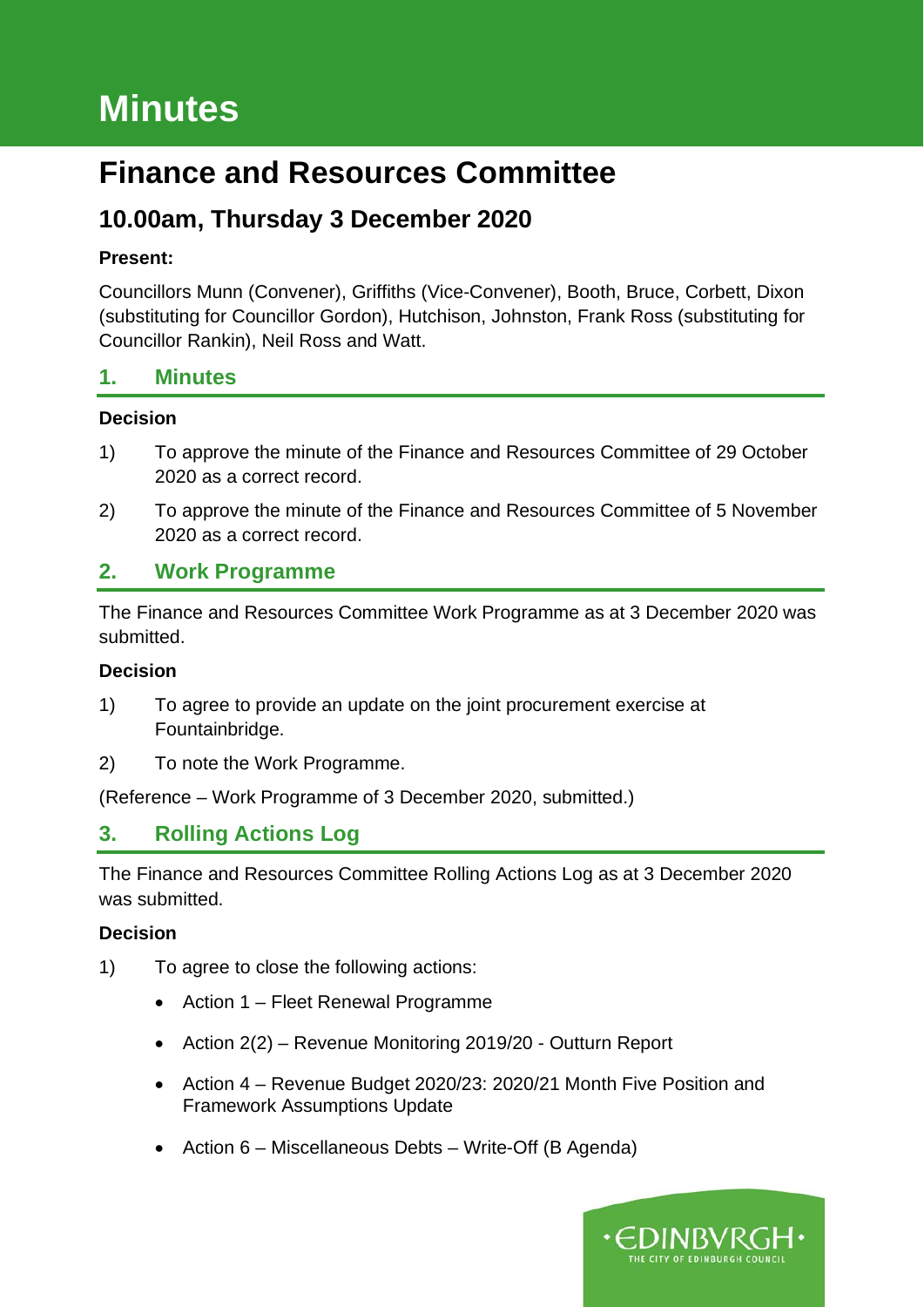# Minutes

# Finance and Resources Committee

## 10.00am, Thursday 3 December 2020

**Present:**

Councillors Munn (Convener), Griffiths (Vice-Convener), Booth, Bruce, Corbett, Dixon (substituting for Councillor Gordon), Hutchison, Johnston, Frank Ross (substituting for Councillor Rankin), Neil Ross and Watt.

## 1. Minutes

**Decision**

1) To approve the minute of the Finance and Resources Committee of 29 October 2020 as a correct record.

2) To approve the minute of the Finance and Resources Committee of 5 November 2020 as a correct record.

## 2. Work Programme

The Finance and Resources Committee Work Programme as at 3 December 2020 was submitted.

**Decision**

1) To agree to provide an update on the joint procurement exercise at Fountainbridge.

2) To note the Work Programme.

(Reference – Work Programme of 3 December 2020, submitted.)

## 3. Rolling Actions Log

The Finance and Resources Committee Rolling Actions Log as at 3 December 2020 was submitted.

**Decision**

1) To agree to close the following actions:

- Action 1 – Fleet Renewal Programme
- Action 2(2) – Revenue Monitoring 2019/20 - Outturn Report
- Action 4 – Revenue Budget 2020/23: 2020/21 Month Five Position and Framework Assumptions Update
- Action 6 – Miscellaneous Debts – Write-Off (B Agenda)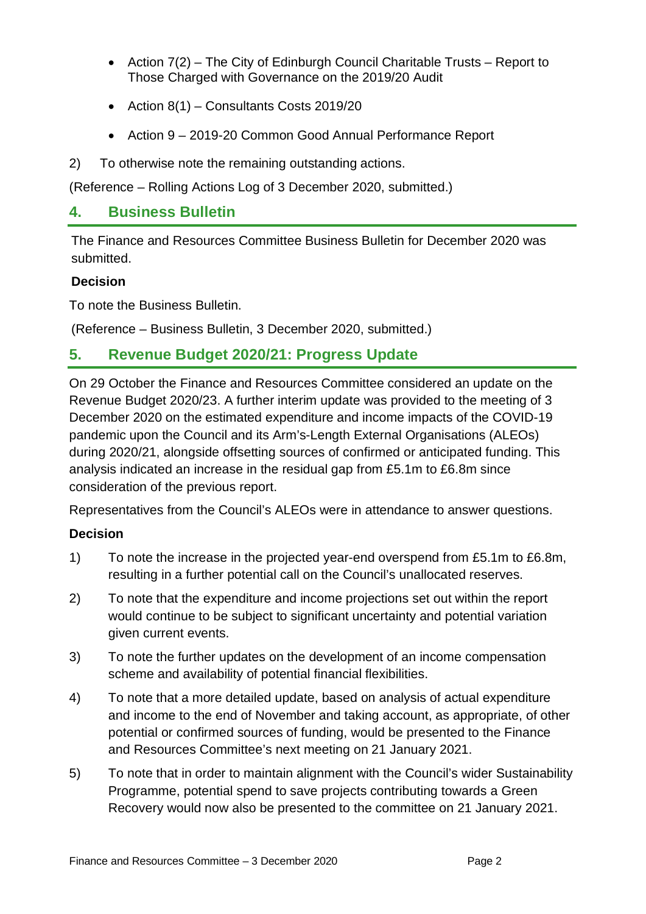- Action 7(2) – The City of Edinburgh Council Charitable Trusts – Report to Those Charged with Governance on the 2019/20 Audit
- Action 8(1) – Consultants Costs 2019/20
- Action 9 – 2019-20 Common Good Annual Performance Report

2) To otherwise note the remaining outstanding actions.

(Reference – Rolling Actions Log of 3 December 2020, submitted.)

## 4. Business Bulletin

The Finance and Resources Committee Business Bulletin for December 2020 was submitted.

**Decision**

To note the Business Bulletin.

(Reference – Business Bulletin, 3 December 2020, submitted.)

## 5. Revenue Budget 2020/21: Progress Update

On 29 October the Finance and Resources Committee considered an update on the Revenue Budget 2020/23. A further interim update was provided to the meeting of 3 December 2020 on the estimated expenditure and income impacts of the COVID-19 pandemic upon the Council and its Arm's-Length External Organisations (ALEOs) during 2020/21, alongside offsetting sources of confirmed or anticipated funding. This analysis indicated an increase in the residual gap from £5.1m to £6.8m since consideration of the previous report.

Representatives from the Council's ALEOs were in attendance to answer questions.

**Decision**

1) To note the increase in the projected year-end overspend from £5.1m to £6.8m, resulting in a further potential call on the Council's unallocated reserves.

2) To note that the expenditure and income projections set out within the report would continue to be subject to significant uncertainty and potential variation given current events.

3) To note the further updates on the development of an income compensation scheme and availability of potential financial flexibilities.

4) To note that a more detailed update, based on analysis of actual expenditure and income to the end of November and taking account, as appropriate, of other potential or confirmed sources of funding, would be presented to the Finance and Resources Committee's next meeting on 21 January 2021.

5) To note that in order to maintain alignment with the Council's wider Sustainability Programme, potential spend to save projects contributing towards a Green Recovery would now also be presented to the committee on 21 January 2021.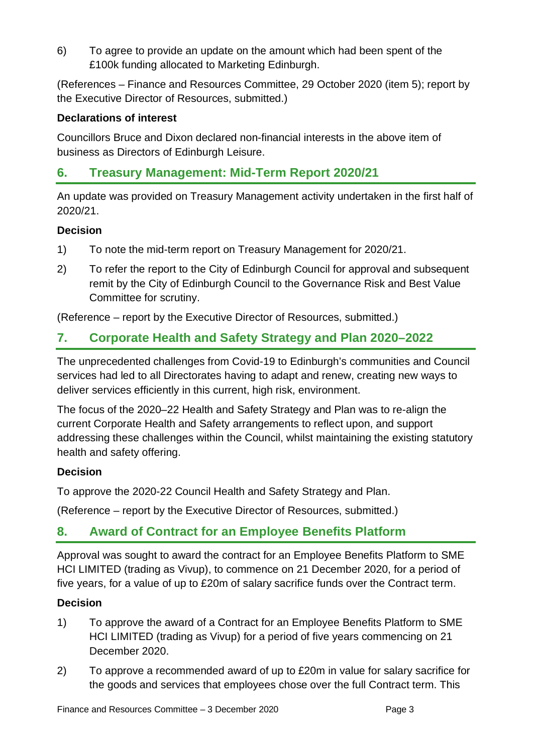6) To agree to provide an update on the amount which had been spent of the £100k funding allocated to Marketing Edinburgh.

(References – Finance and Resources Committee, 29 October 2020 (item 5); report by the Executive Director of Resources, submitted.)

**Declarations of interest**

Councillors Bruce and Dixon declared non-financial interests in the above item of business as Directors of Edinburgh Leisure.

## 6. Treasury Management: Mid-Term Report 2020/21

An update was provided on Treasury Management activity undertaken in the first half of 2020/21.

**Decision**

1) To note the mid-term report on Treasury Management for 2020/21.

2) To refer the report to the City of Edinburgh Council for approval and subsequent remit by the City of Edinburgh Council to the Governance Risk and Best Value Committee for scrutiny.

(Reference – report by the Executive Director of Resources, submitted.)

## 7. Corporate Health and Safety Strategy and Plan 2020–2022

The unprecedented challenges from Covid-19 to Edinburgh's communities and Council services had led to all Directorates having to adapt and renew, creating new ways to deliver services efficiently in this current, high risk, environment.

The focus of the 2020–22 Health and Safety Strategy and Plan was to re-align the current Corporate Health and Safety arrangements to reflect upon, and support addressing these challenges within the Council, whilst maintaining the existing statutory health and safety offering.

**Decision**

To approve the 2020-22 Council Health and Safety Strategy and Plan.

(Reference – report by the Executive Director of Resources, submitted.)

## 8. Award of Contract for an Employee Benefits Platform

Approval was sought to award the contract for an Employee Benefits Platform to SME HCI LIMITED (trading as Vivup), to commence on 21 December 2020, for a period of five years, for a value of up to £20m of salary sacrifice funds over the Contract term.

**Decision**

1) To approve the award of a Contract for an Employee Benefits Platform to SME HCI LIMITED (trading as Vivup) for a period of five years commencing on 21 December 2020.

2) To approve a recommended award of up to £20m in value for salary sacrifice for the goods and services that employees chose over the full Contract term. This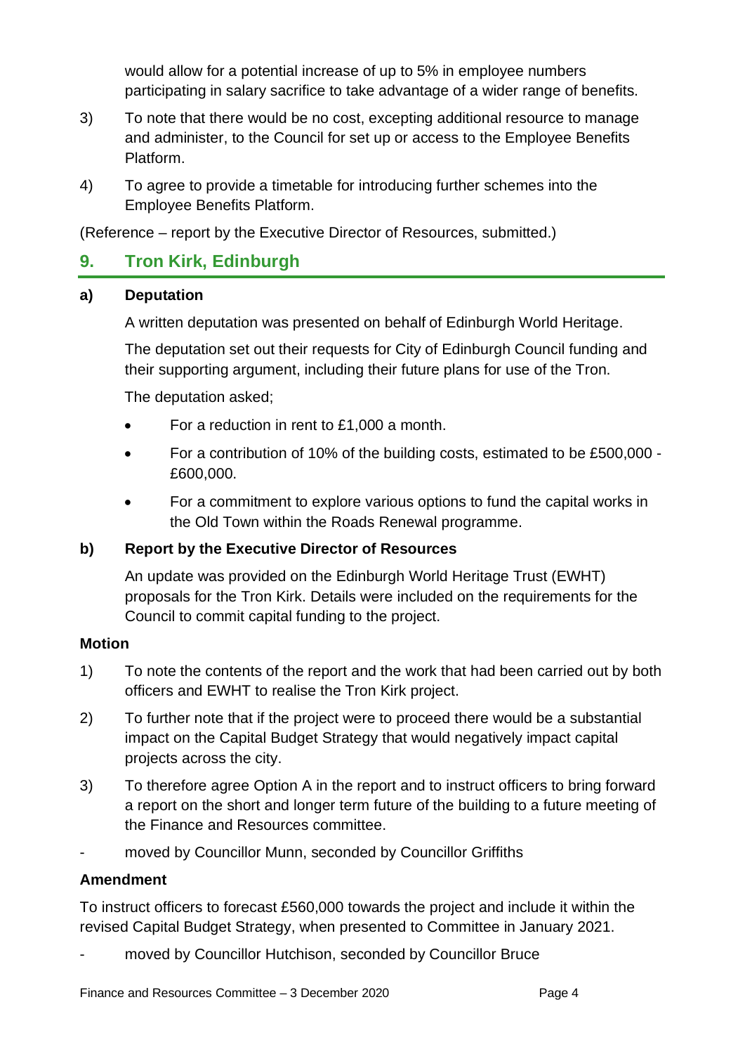would allow for a potential increase of up to 5% in employee numbers participating in salary sacrifice to take advantage of a wider range of benefits.

3) To note that there would be no cost, excepting additional resource to manage and administer, to the Council for set up or access to the Employee Benefits Platform.

4) To agree to provide a timetable for introducing further schemes into the Employee Benefits Platform.

(Reference – report by the Executive Director of Resources, submitted.)

## 9. Tron Kirk, Edinburgh

### a) Deputation

A written deputation was presented on behalf of Edinburgh World Heritage.

The deputation set out their requests for City of Edinburgh Council funding and their supporting argument, including their future plans for use of the Tron.

The deputation asked;

- For a reduction in rent to £1,000 a month.
- For a contribution of 10% of the building costs, estimated to be £500,000 - £600,000.
- For a commitment to explore various options to fund the capital works in the Old Town within the Roads Renewal programme.

### b) Report by the Executive Director of Resources

An update was provided on the Edinburgh World Heritage Trust (EWHT) proposals for the Tron Kirk. Details were included on the requirements for the Council to commit capital funding to the project.

**Motion**

1) To note the contents of the report and the work that had been carried out by both officers and EWHT to realise the Tron Kirk project.

2) To further note that if the project were to proceed there would be a substantial impact on the Capital Budget Strategy that would negatively impact capital projects across the city.

3) To therefore agree Option A in the report and to instruct officers to bring forward a report on the short and longer term future of the building to a future meeting of the Finance and Resources committee.

- moved by Councillor Munn, seconded by Councillor Griffiths

**Amendment**

To instruct officers to forecast £560,000 towards the project and include it within the revised Capital Budget Strategy, when presented to Committee in January 2021.

- moved by Councillor Hutchison, seconded by Councillor Bruce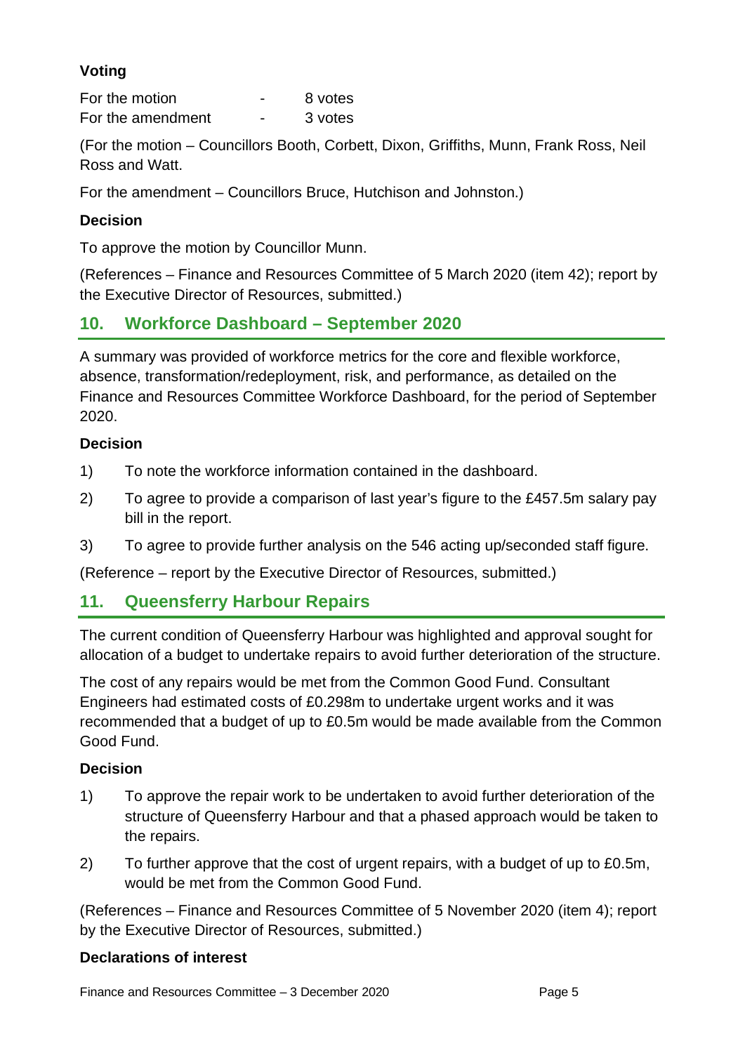### Voting

| | | |
|---|---|---|
| For the motion | - | 8 votes |
| For the amendment | - | 3 votes |

(For the motion – Councillors Booth, Corbett, Dixon, Griffiths, Munn, Frank Ross, Neil Ross and Watt.

For the amendment – Councillors Bruce, Hutchison and Johnston.)

### Decision

To approve the motion by Councillor Munn.

(References – Finance and Resources Committee of 5 March 2020 (item 42); report by the Executive Director of Resources, submitted.)

## 10. Workforce Dashboard – September 2020

A summary was provided of workforce metrics for the core and flexible workforce, absence, transformation/redeployment, risk, and performance, as detailed on the Finance and Resources Committee Workforce Dashboard, for the period of September 2020.

### Decision

1) To note the workforce information contained in the dashboard.
2) To agree to provide a comparison of last year's figure to the £457.5m salary pay bill in the report.
3) To agree to provide further analysis on the 546 acting up/seconded staff figure.

(Reference – report by the Executive Director of Resources, submitted.)

## 11. Queensferry Harbour Repairs

The current condition of Queensferry Harbour was highlighted and approval sought for allocation of a budget to undertake repairs to avoid further deterioration of the structure.

The cost of any repairs would be met from the Common Good Fund. Consultant Engineers had estimated costs of £0.298m to undertake urgent works and it was recommended that a budget of up to £0.5m would be made available from the Common Good Fund.

### Decision

1) To approve the repair work to be undertaken to avoid further deterioration of the structure of Queensferry Harbour and that a phased approach would be taken to the repairs.
2) To further approve that the cost of urgent repairs, with a budget of up to £0.5m, would be met from the Common Good Fund.

(References – Finance and Resources Committee of 5 November 2020 (item 4); report by the Executive Director of Resources, submitted.)

### Declarations of interest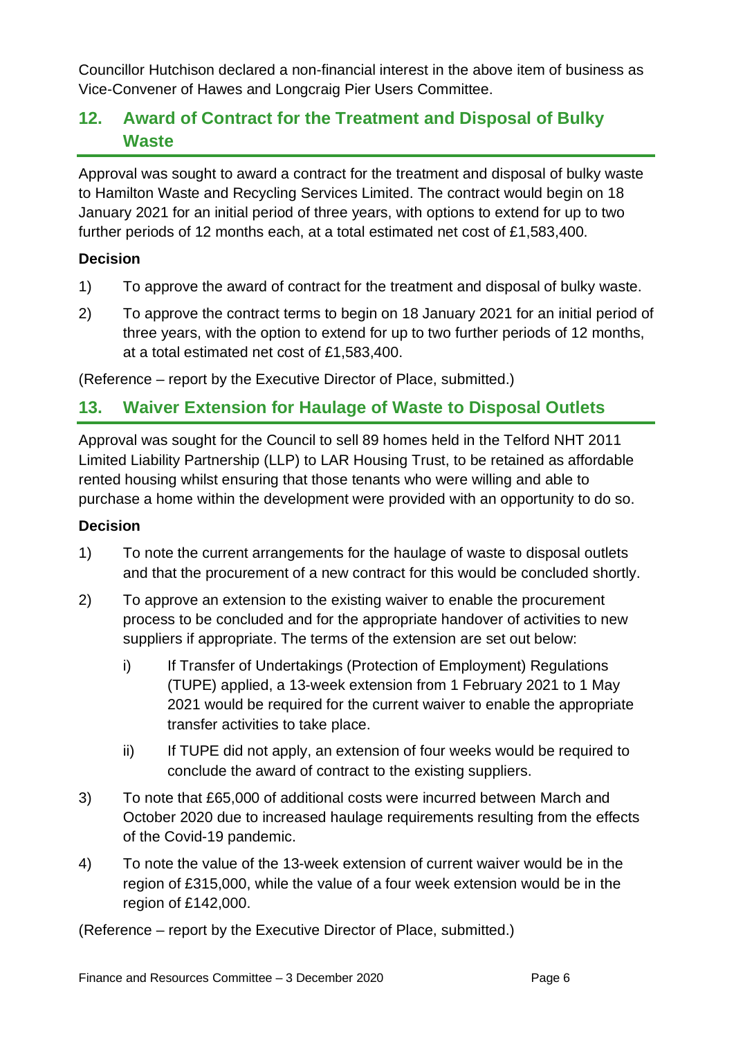Councillor Hutchison declared a non-financial interest in the above item of business as Vice-Convener of Hawes and Longcraig Pier Users Committee.

## 12. Award of Contract for the Treatment and Disposal of Bulky Waste

Approval was sought to award a contract for the treatment and disposal of bulky waste to Hamilton Waste and Recycling Services Limited. The contract would begin on 18 January 2021 for an initial period of three years, with options to extend for up to two further periods of 12 months each, at a total estimated net cost of £1,583,400.

**Decision**

1) To approve the award of contract for the treatment and disposal of bulky waste.

2) To approve the contract terms to begin on 18 January 2021 for an initial period of three years, with the option to extend for up to two further periods of 12 months, at a total estimated net cost of £1,583,400.

(Reference – report by the Executive Director of Place, submitted.)

## 13. Waiver Extension for Haulage of Waste to Disposal Outlets

Approval was sought for the Council to sell 89 homes held in the Telford NHT 2011 Limited Liability Partnership (LLP) to LAR Housing Trust, to be retained as affordable rented housing whilst ensuring that those tenants who were willing and able to purchase a home within the development were provided with an opportunity to do so.

**Decision**

1) To note the current arrangements for the haulage of waste to disposal outlets and that the procurement of a new contract for this would be concluded shortly.

2) To approve an extension to the existing waiver to enable the procurement process to be concluded and for the appropriate handover of activities to new suppliers if appropriate. The terms of the extension are set out below:

   i) If Transfer of Undertakings (Protection of Employment) Regulations (TUPE) applied, a 13-week extension from 1 February 2021 to 1 May 2021 would be required for the current waiver to enable the appropriate transfer activities to take place.

   ii) If TUPE did not apply, an extension of four weeks would be required to conclude the award of contract to the existing suppliers.

3) To note that £65,000 of additional costs were incurred between March and October 2020 due to increased haulage requirements resulting from the effects of the Covid-19 pandemic.

4) To note the value of the 13-week extension of current waiver would be in the region of £315,000, while the value of a four week extension would be in the region of £142,000.

(Reference – report by the Executive Director of Place, submitted.)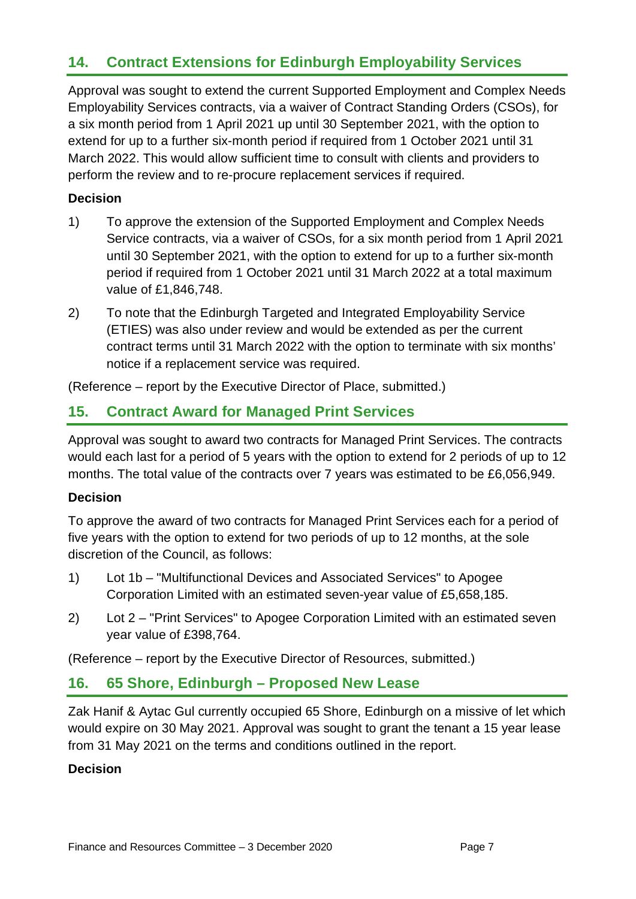## 14. Contract Extensions for Edinburgh Employability Services

Approval was sought to extend the current Supported Employment and Complex Needs Employability Services contracts, via a waiver of Contract Standing Orders (CSOs), for a six month period from 1 April 2021 up until 30 September 2021, with the option to extend for up to a further six-month period if required from 1 October 2021 until 31 March 2022. This would allow sufficient time to consult with clients and providers to perform the review and to re-procure replacement services if required.

**Decision**

1) To approve the extension of the Supported Employment and Complex Needs Service contracts, via a waiver of CSOs, for a six month period from 1 April 2021 until 30 September 2021, with the option to extend for up to a further six-month period if required from 1 October 2021 until 31 March 2022 at a total maximum value of £1,846,748.

2) To note that the Edinburgh Targeted and Integrated Employability Service (ETIES) was also under review and would be extended as per the current contract terms until 31 March 2022 with the option to terminate with six months' notice if a replacement service was required.

(Reference – report by the Executive Director of Place, submitted.)

## 15. Contract Award for Managed Print Services

Approval was sought to award two contracts for Managed Print Services. The contracts would each last for a period of 5 years with the option to extend for 2 periods of up to 12 months. The total value of the contracts over 7 years was estimated to be £6,056,949.

**Decision**

To approve the award of two contracts for Managed Print Services each for a period of five years with the option to extend for two periods of up to 12 months, at the sole discretion of the Council, as follows:

1) Lot 1b – "Multifunctional Devices and Associated Services" to Apogee Corporation Limited with an estimated seven-year value of £5,658,185.

2) Lot 2 – "Print Services" to Apogee Corporation Limited with an estimated seven year value of £398,764.

(Reference – report by the Executive Director of Resources, submitted.)

## 16. 65 Shore, Edinburgh – Proposed New Lease

Zak Hanif & Aytac Gul currently occupied 65 Shore, Edinburgh on a missive of let which would expire on 30 May 2021. Approval was sought to grant the tenant a 15 year lease from 31 May 2021 on the terms and conditions outlined in the report.

**Decision**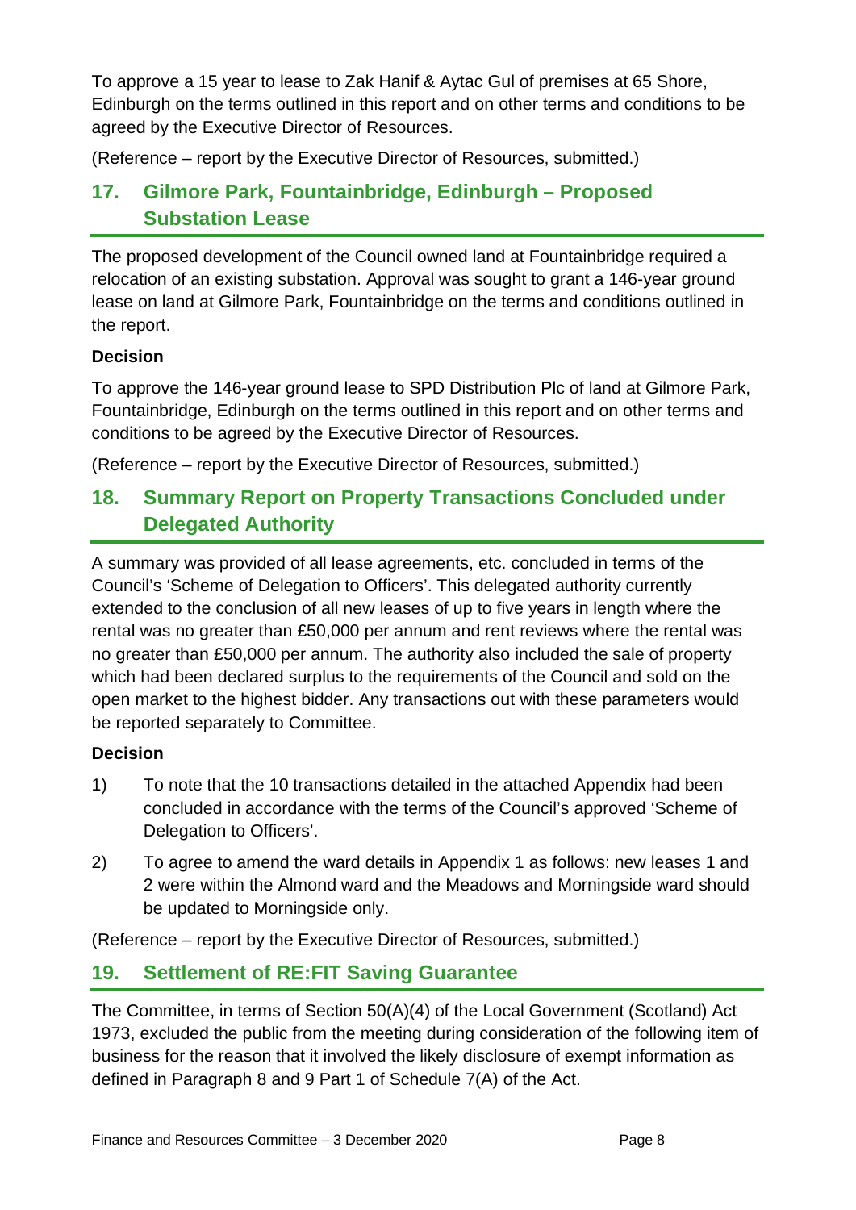To approve a 15 year to lease to Zak Hanif & Aytac Gul of premises at 65 Shore, Edinburgh on the terms outlined in this report and on other terms and conditions to be agreed by the Executive Director of Resources.

(Reference – report by the Executive Director of Resources, submitted.)

## 17. Gilmore Park, Fountainbridge, Edinburgh – Proposed Substation Lease

The proposed development of the Council owned land at Fountainbridge required a relocation of an existing substation. Approval was sought to grant a 146-year ground lease on land at Gilmore Park, Fountainbridge on the terms and conditions outlined in the report.

**Decision**

To approve the 146-year ground lease to SPD Distribution Plc of land at Gilmore Park, Fountainbridge, Edinburgh on the terms outlined in this report and on other terms and conditions to be agreed by the Executive Director of Resources.

(Reference – report by the Executive Director of Resources, submitted.)

## 18. Summary Report on Property Transactions Concluded under Delegated Authority

A summary was provided of all lease agreements, etc. concluded in terms of the Council's 'Scheme of Delegation to Officers'. This delegated authority currently extended to the conclusion of all new leases of up to five years in length where the rental was no greater than £50,000 per annum and rent reviews where the rental was no greater than £50,000 per annum. The authority also included the sale of property which had been declared surplus to the requirements of the Council and sold on the open market to the highest bidder. Any transactions out with these parameters would be reported separately to Committee.

**Decision**

1) To note that the 10 transactions detailed in the attached Appendix had been concluded in accordance with the terms of the Council's approved 'Scheme of Delegation to Officers'.

2) To agree to amend the ward details in Appendix 1 as follows: new leases 1 and 2 were within the Almond ward and the Meadows and Morningside ward should be updated to Morningside only.

(Reference – report by the Executive Director of Resources, submitted.)

## 19. Settlement of RE:FIT Saving Guarantee

The Committee, in terms of Section 50(A)(4) of the Local Government (Scotland) Act 1973, excluded the public from the meeting during consideration of the following item of business for the reason that it involved the likely disclosure of exempt information as defined in Paragraph 8 and 9 Part 1 of Schedule 7(A) of the Act.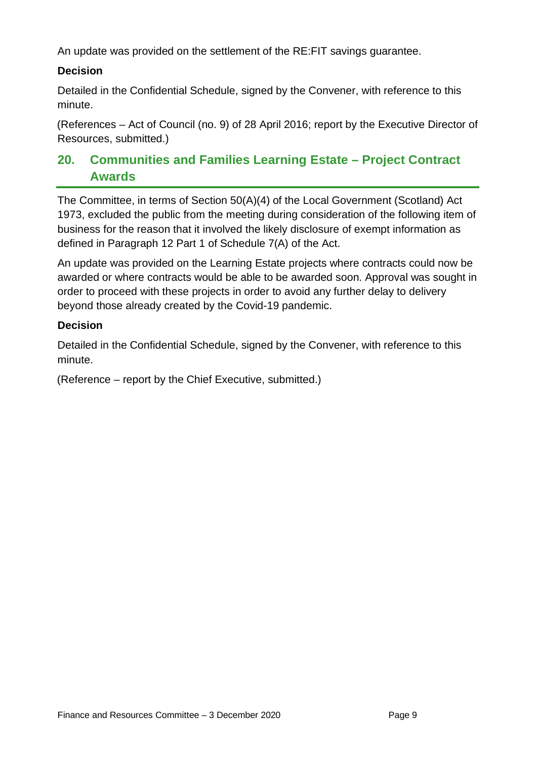An update was provided on the settlement of the RE:FIT savings guarantee.

**Decision**

Detailed in the Confidential Schedule, signed by the Convener, with reference to this minute.

(References – Act of Council (no. 9) of 28 April 2016; report by the Executive Director of Resources, submitted.)

## 20. Communities and Families Learning Estate – Project Contract Awards

The Committee, in terms of Section 50(A)(4) of the Local Government (Scotland) Act 1973, excluded the public from the meeting during consideration of the following item of business for the reason that it involved the likely disclosure of exempt information as defined in Paragraph 12 Part 1 of Schedule 7(A) of the Act.

An update was provided on the Learning Estate projects where contracts could now be awarded or where contracts would be able to be awarded soon. Approval was sought in order to proceed with these projects in order to avoid any further delay to delivery beyond those already created by the Covid-19 pandemic.

**Decision**

Detailed in the Confidential Schedule, signed by the Convener, with reference to this minute.

(Reference – report by the Chief Executive, submitted.)